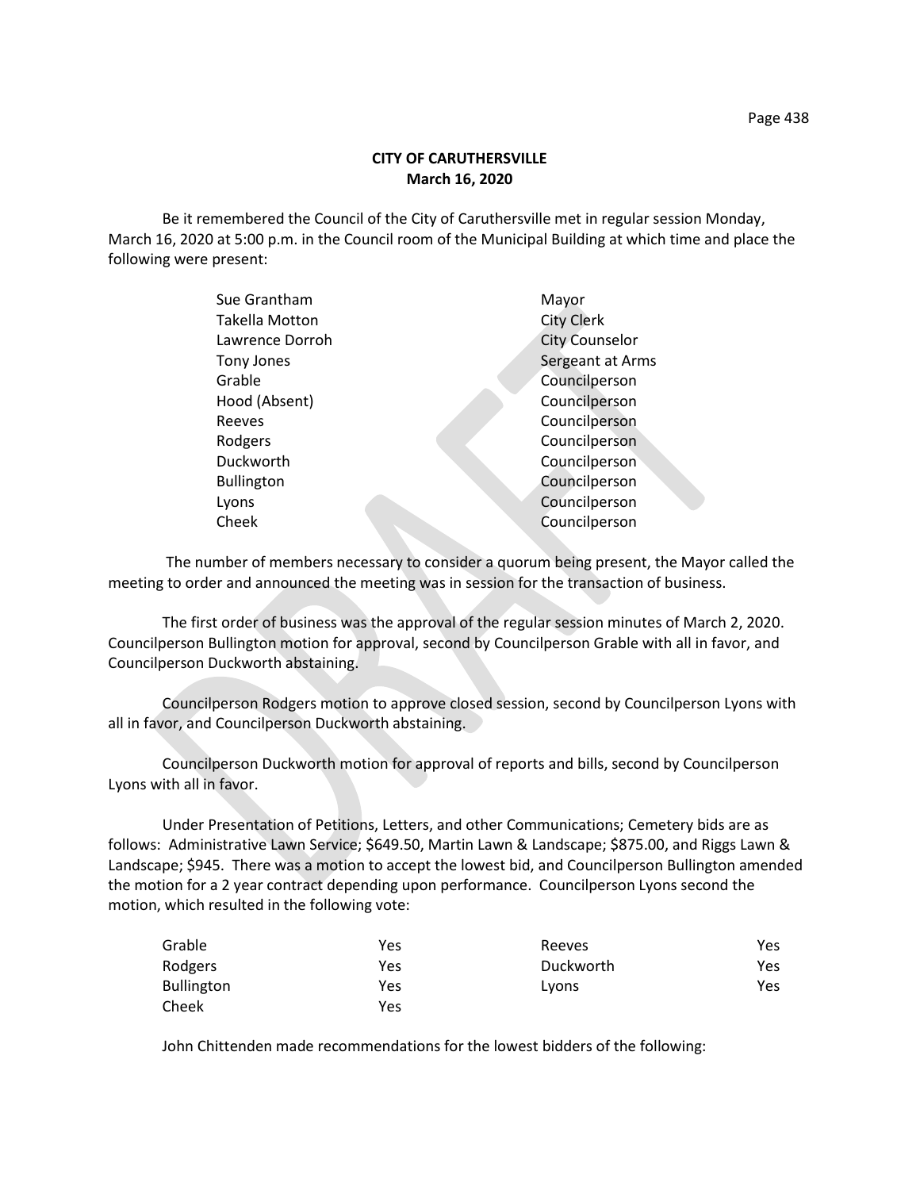**CITY OF CARUTHERSVILLE**
**March 16, 2020**

Be it remembered the Council of the City of Caruthersville met in regular session Monday, March 16, 2020 at 5:00 p.m. in the Council room of the Municipal Building at which time and place the following were present:

| | |
|---|---|
| Sue Grantham | Mayor |
| Takella Motton | City Clerk |
| Lawrence Dorroh | City Counselor |
| Tony Jones | Sergeant at Arms |
| Grable | Councilperson |
| Hood (Absent) | Councilperson |
| Reeves | Councilperson |
| Rodgers | Councilperson |
| Duckworth | Councilperson |
| Bullington | Councilperson |
| Lyons | Councilperson |
| Cheek | Councilperson |

The number of members necessary to consider a quorum being present, the Mayor called the meeting to order and announced the meeting was in session for the transaction of business.

The first order of business was the approval of the regular session minutes of March 2, 2020. Councilperson Bullington motion for approval, second by Councilperson Grable with all in favor, and Councilperson Duckworth abstaining.

Councilperson Rodgers motion to approve closed session, second by Councilperson Lyons with all in favor, and Councilperson Duckworth abstaining.

Councilperson Duckworth motion for approval of reports and bills, second by Councilperson Lyons with all in favor.

Under Presentation of Petitions, Letters, and other Communications; Cemetery bids are as follows: Administrative Lawn Service; $649.50, Martin Lawn & Landscape; $875.00, and Riggs Lawn & Landscape; $945. There was a motion to accept the lowest bid, and Councilperson Bullington amended the motion for a 2 year contract depending upon performance. Councilperson Lyons second the motion, which resulted in the following vote:

| | | | |
|---|---|---|---|
| Grable | Yes | Reeves | Yes |
| Rodgers | Yes | Duckworth | Yes |
| Bullington | Yes | Lyons | Yes |
| Cheek | Yes | | |

John Chittenden made recommendations for the lowest bidders of the following: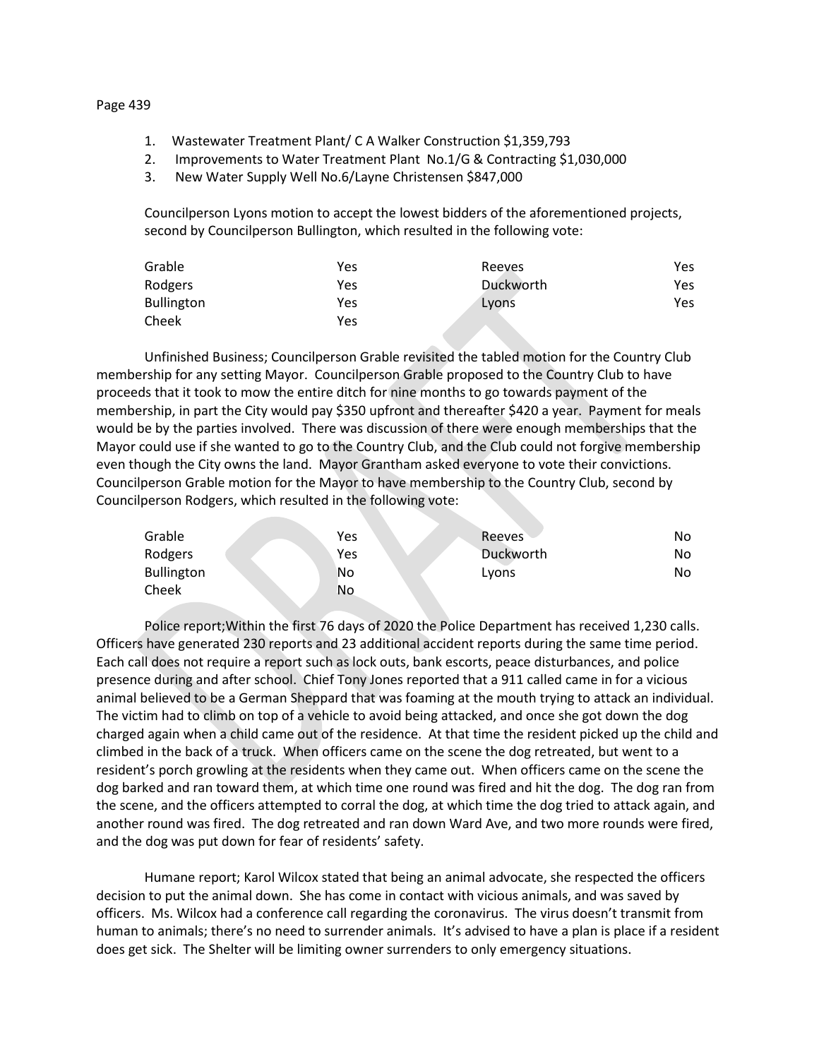1. Wastewater Treatment Plant/ C A Walker Construction $1,359,793
2. Improvements to Water Treatment Plant No.1/G & Contracting $1,030,000
3. New Water Supply Well No.6/Layne Christensen $847,000

Councilperson Lyons motion to accept the lowest bidders of the aforementioned projects, second by Councilperson Bullington, which resulted in the following vote:

| | | | |
|---|---|---|---|
| Grable | Yes | Reeves | Yes |
| Rodgers | Yes | Duckworth | Yes |
| Bullington | Yes | Lyons | Yes |
| Cheek | Yes | | |

Unfinished Business; Councilperson Grable revisited the tabled motion for the Country Club membership for any setting Mayor. Councilperson Grable proposed to the Country Club to have proceeds that it took to mow the entire ditch for nine months to go towards payment of the membership, in part the City would pay $350 upfront and thereafter $420 a year. Payment for meals would be by the parties involved. There was discussion of there were enough memberships that the Mayor could use if she wanted to go to the Country Club, and the Club could not forgive membership even though the City owns the land. Mayor Grantham asked everyone to vote their convictions. Councilperson Grable motion for the Mayor to have membership to the Country Club, second by Councilperson Rodgers, which resulted in the following vote:

| | | | |
|---|---|---|---|
| Grable | Yes | Reeves | No |
| Rodgers | Yes | Duckworth | No |
| Bullington | No | Lyons | No |
| Cheek | No | | |

Police report;Within the first 76 days of 2020 the Police Department has received 1,230 calls. Officers have generated 230 reports and 23 additional accident reports during the same time period. Each call does not require a report such as lock outs, bank escorts, peace disturbances, and police presence during and after school. Chief Tony Jones reported that a 911 called came in for a vicious animal believed to be a German Sheppard that was foaming at the mouth trying to attack an individual. The victim had to climb on top of a vehicle to avoid being attacked, and once she got down the dog charged again when a child came out of the residence. At that time the resident picked up the child and climbed in the back of a truck. When officers came on the scene the dog retreated, but went to a resident's porch growling at the residents when they came out. When officers came on the scene the dog barked and ran toward them, at which time one round was fired and hit the dog. The dog ran from the scene, and the officers attempted to corral the dog, at which time the dog tried to attack again, and another round was fired. The dog retreated and ran down Ward Ave, and two more rounds were fired, and the dog was put down for fear of residents' safety.

Humane report; Karol Wilcox stated that being an animal advocate, she respected the officers decision to put the animal down. She has come in contact with vicious animals, and was saved by officers. Ms. Wilcox had a conference call regarding the coronavirus. The virus doesn't transmit from human to animals; there's no need to surrender animals. It's advised to have a plan is place if a resident does get sick. The Shelter will be limiting owner surrenders to only emergency situations.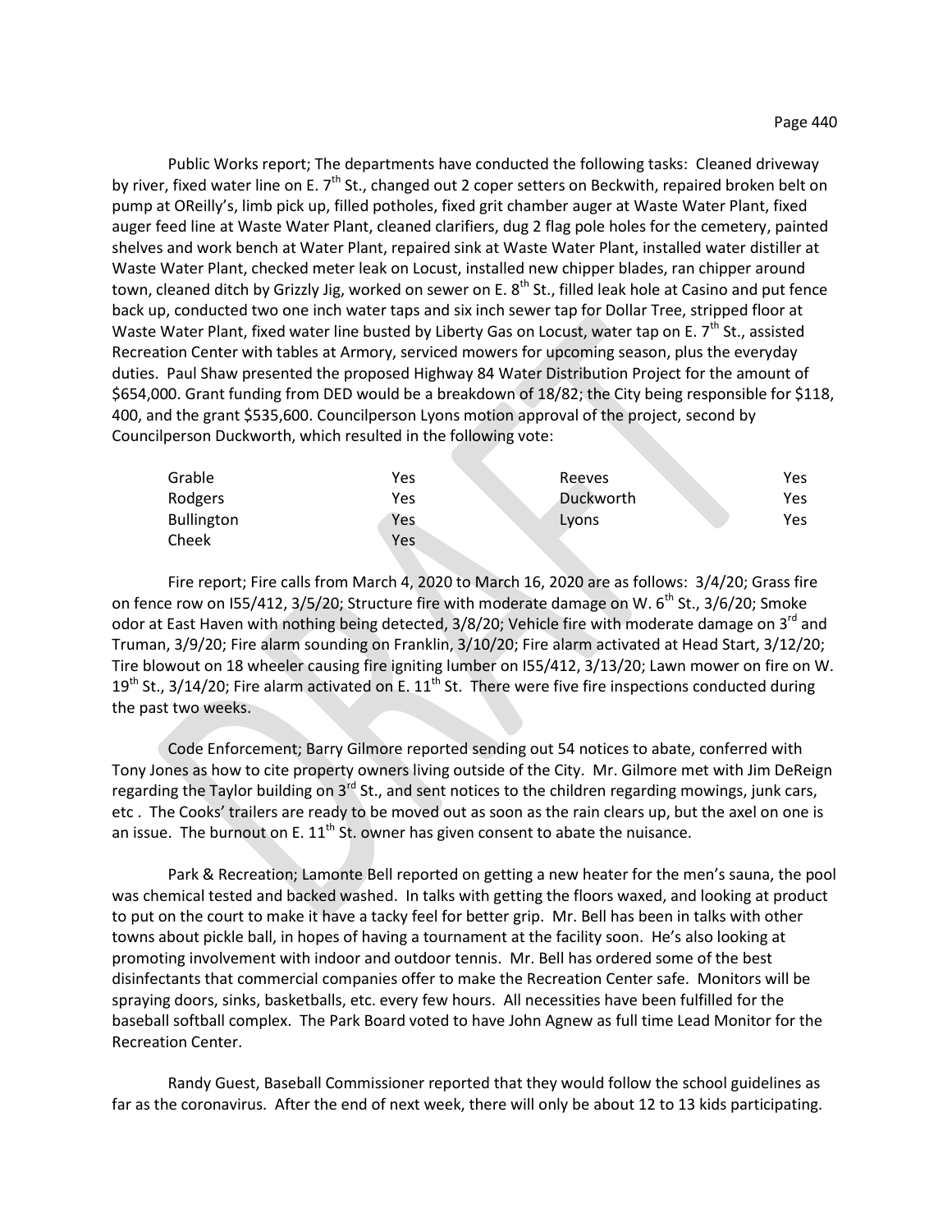Public Works report; The departments have conducted the following tasks: Cleaned driveway by river, fixed water line on E. 7th St., changed out 2 coper setters on Beckwith, repaired broken belt on pump at OReilly's, limb pick up, filled potholes, fixed grit chamber auger at Waste Water Plant, fixed auger feed line at Waste Water Plant, cleaned clarifiers, dug 2 flag pole holes for the cemetery, painted shelves and work bench at Water Plant, repaired sink at Waste Water Plant, installed water distiller at Waste Water Plant, checked meter leak on Locust, installed new chipper blades, ran chipper around town, cleaned ditch by Grizzly Jig, worked on sewer on E. 8th St., filled leak hole at Casino and put fence back up, conducted two one inch water taps and six inch sewer tap for Dollar Tree, stripped floor at Waste Water Plant, fixed water line busted by Liberty Gas on Locust, water tap on E. 7th St., assisted Recreation Center with tables at Armory, serviced mowers for upcoming season, plus the everyday duties. Paul Shaw presented the proposed Highway 84 Water Distribution Project for the amount of $654,000. Grant funding from DED would be a breakdown of 18/82; the City being responsible for $118, 400, and the grant $535,600. Councilperson Lyons motion approval of the project, second by Councilperson Duckworth, which resulted in the following vote:

| | | | |
|---|---|---|---|
| Grable | Yes | Reeves | Yes |
| Rodgers | Yes | Duckworth | Yes |
| Bullington | Yes | Lyons | Yes |
| Cheek | Yes | | |

Fire report; Fire calls from March 4, 2020 to March 16, 2020 are as follows: 3/4/20; Grass fire on fence row on I55/412, 3/5/20; Structure fire with moderate damage on W. 6th St., 3/6/20; Smoke odor at East Haven with nothing being detected, 3/8/20; Vehicle fire with moderate damage on 3rd and Truman, 3/9/20; Fire alarm sounding on Franklin, 3/10/20; Fire alarm activated at Head Start, 3/12/20; Tire blowout on 18 wheeler causing fire igniting lumber on I55/412, 3/13/20; Lawn mower on fire on W. 19th St., 3/14/20; Fire alarm activated on E. 11th St. There were five fire inspections conducted during the past two weeks.

Code Enforcement; Barry Gilmore reported sending out 54 notices to abate, conferred with Tony Jones as how to cite property owners living outside of the City. Mr. Gilmore met with Jim DeReign regarding the Taylor building on 3rd St., and sent notices to the children regarding mowings, junk cars, etc . The Cooks' trailers are ready to be moved out as soon as the rain clears up, but the axel on one is an issue. The burnout on E. 11th St. owner has given consent to abate the nuisance.

Park & Recreation; Lamonte Bell reported on getting a new heater for the men's sauna, the pool was chemical tested and backed washed. In talks with getting the floors waxed, and looking at product to put on the court to make it have a tacky feel for better grip. Mr. Bell has been in talks with other towns about pickle ball, in hopes of having a tournament at the facility soon. He's also looking at promoting involvement with indoor and outdoor tennis. Mr. Bell has ordered some of the best disinfectants that commercial companies offer to make the Recreation Center safe. Monitors will be spraying doors, sinks, basketballs, etc. every few hours. All necessities have been fulfilled for the baseball softball complex. The Park Board voted to have John Agnew as full time Lead Monitor for the Recreation Center.

Randy Guest, Baseball Commissioner reported that they would follow the school guidelines as far as the coronavirus. After the end of next week, there will only be about 12 to 13 kids participating.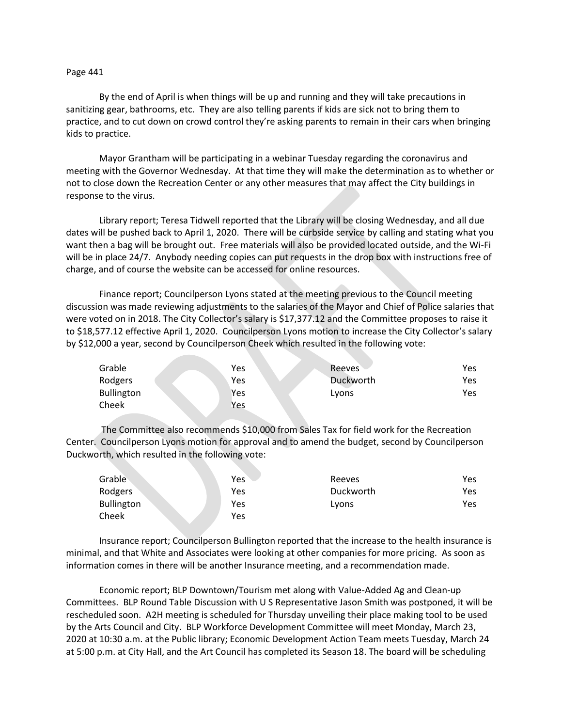By the end of April is when things will be up and running and they will take precautions in sanitizing gear, bathrooms, etc. They are also telling parents if kids are sick not to bring them to practice, and to cut down on crowd control they're asking parents to remain in their cars when bringing kids to practice.

Mayor Grantham will be participating in a webinar Tuesday regarding the coronavirus and meeting with the Governor Wednesday. At that time they will make the determination as to whether or not to close down the Recreation Center or any other measures that may affect the City buildings in response to the virus.

Library report; Teresa Tidwell reported that the Library will be closing Wednesday, and all due dates will be pushed back to April 1, 2020. There will be curbside service by calling and stating what you want then a bag will be brought out. Free materials will also be provided located outside, and the Wi-Fi will be in place 24/7. Anybody needing copies can put requests in the drop box with instructions free of charge, and of course the website can be accessed for online resources.

Finance report; Councilperson Lyons stated at the meeting previous to the Council meeting discussion was made reviewing adjustments to the salaries of the Mayor and Chief of Police salaries that were voted on in 2018. The City Collector's salary is $17,377.12 and the Committee proposes to raise it to $18,577.12 effective April 1, 2020. Councilperson Lyons motion to increase the City Collector's salary by $12,000 a year, second by Councilperson Cheek which resulted in the following vote:

| | | | |
|---|---|---|---|
| Grable | Yes | Reeves | Yes |
| Rodgers | Yes | Duckworth | Yes |
| Bullington | Yes | Lyons | Yes |
| Cheek | Yes | | |

The Committee also recommends $10,000 from Sales Tax for field work for the Recreation Center. Councilperson Lyons motion for approval and to amend the budget, second by Councilperson Duckworth, which resulted in the following vote:

| | | | |
|---|---|---|---|
| Grable | Yes | Reeves | Yes |
| Rodgers | Yes | Duckworth | Yes |
| Bullington | Yes | Lyons | Yes |
| Cheek | Yes | | |

Insurance report; Councilperson Bullington reported that the increase to the health insurance is minimal, and that White and Associates were looking at other companies for more pricing. As soon as information comes in there will be another Insurance meeting, and a recommendation made.

Economic report; BLP Downtown/Tourism met along with Value-Added Ag and Clean-up Committees. BLP Round Table Discussion with U S Representative Jason Smith was postponed, it will be rescheduled soon. A2H meeting is scheduled for Thursday unveiling their place making tool to be used by the Arts Council and City. BLP Workforce Development Committee will meet Monday, March 23, 2020 at 10:30 a.m. at the Public library; Economic Development Action Team meets Tuesday, March 24 at 5:00 p.m. at City Hall, and the Art Council has completed its Season 18. The board will be scheduling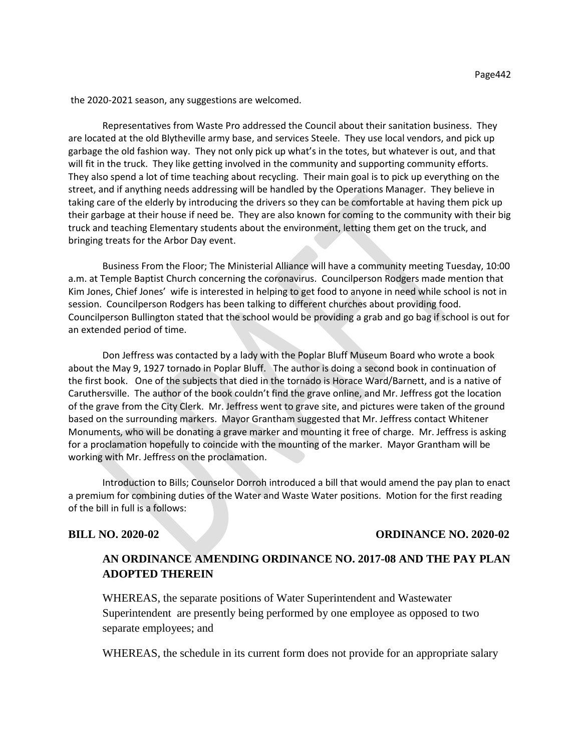the 2020-2021 season, any suggestions are welcomed.

Representatives from Waste Pro addressed the Council about their sanitation business. They are located at the old Blytheville army base, and services Steele. They use local vendors, and pick up garbage the old fashion way. They not only pick up what's in the totes, but whatever is out, and that will fit in the truck. They like getting involved in the community and supporting community efforts. They also spend a lot of time teaching about recycling. Their main goal is to pick up everything on the street, and if anything needs addressing will be handled by the Operations Manager. They believe in taking care of the elderly by introducing the drivers so they can be comfortable at having them pick up their garbage at their house if need be. They are also known for coming to the community with their big truck and teaching Elementary students about the environment, letting them get on the truck, and bringing treats for the Arbor Day event.

Business From the Floor; The Ministerial Alliance will have a community meeting Tuesday, 10:00 a.m. at Temple Baptist Church concerning the coronavirus. Councilperson Rodgers made mention that Kim Jones, Chief Jones' wife is interested in helping to get food to anyone in need while school is not in session. Councilperson Rodgers has been talking to different churches about providing food. Councilperson Bullington stated that the school would be providing a grab and go bag if school is out for an extended period of time.

Don Jeffress was contacted by a lady with the Poplar Bluff Museum Board who wrote a book about the May 9, 1927 tornado in Poplar Bluff. The author is doing a second book in continuation of the first book. One of the subjects that died in the tornado is Horace Ward/Barnett, and is a native of Caruthersville. The author of the book couldn't find the grave online, and Mr. Jeffress got the location of the grave from the City Clerk. Mr. Jeffress went to grave site, and pictures were taken of the ground based on the surrounding markers. Mayor Grantham suggested that Mr. Jeffress contact Whitener Monuments, who will be donating a grave marker and mounting it free of charge. Mr. Jeffress is asking for a proclamation hopefully to coincide with the mounting of the marker. Mayor Grantham will be working with Mr. Jeffress on the proclamation.

Introduction to Bills; Counselor Dorroh introduced a bill that would amend the pay plan to enact a premium for combining duties of the Water and Waste Water positions. Motion for the first reading of the bill in full is a follows:

**BILL NO. 2020-02** **ORDINANCE NO. 2020-02**

**AN ORDINANCE AMENDING ORDINANCE NO. 2017-08 AND THE PAY PLAN ADOPTED THEREIN**

WHEREAS, the separate positions of Water Superintendent and Wastewater Superintendent are presently being performed by one employee as opposed to two separate employees; and

WHEREAS, the schedule in its current form does not provide for an appropriate salary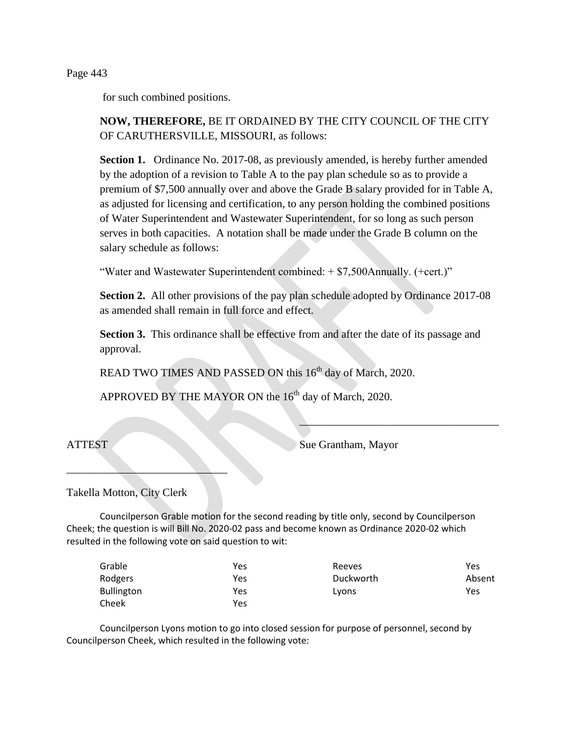for such combined positions.

**NOW, THEREFORE,** BE IT ORDAINED BY THE CITY COUNCIL OF THE CITY OF CARUTHERSVILLE, MISSOURI, as follows:

**Section 1.** Ordinance No. 2017-08, as previously amended, is hereby further amended by the adoption of a revision to Table A to the pay plan schedule so as to provide a premium of $7,500 annually over and above the Grade B salary provided for in Table A, as adjusted for licensing and certification, to any person holding the combined positions of Water Superintendent and Wastewater Superintendent, for so long as such person serves in both capacities. A notation shall be made under the Grade B column on the salary schedule as follows:

"Water and Wastewater Superintendent combined: + $7,500Annually. (+cert.)"

**Section 2.** All other provisions of the pay plan schedule adopted by Ordinance 2017-08 as amended shall remain in full force and effect.

**Section 3.** This ordinance shall be effective from and after the date of its passage and approval.

READ TWO TIMES AND PASSED ON this 16th day of March, 2020.

APPROVED BY THE MAYOR ON the 16th day of March, 2020.

\_\_\_\_\_\_\_\_\_\_\_\_\_\_\_\_\_\_\_\_\_\_\_\_\_\_\_\_\_\_\_\_\_\_\_

ATTEST Sue Grantham, Mayor

\_\_\_\_\_\_\_\_\_\_\_\_\_\_\_\_\_\_\_\_\_\_\_\_\_\_\_\_\_\_

Takella Motton, City Clerk

Councilperson Grable motion for the second reading by title only, second by Councilperson Cheek; the question is will Bill No. 2020-02 pass and become known as Ordinance 2020-02 which resulted in the following vote on said question to wit:

| | | | |
|---|---|---|---|
| Grable | Yes | Reeves | Yes |
| Rodgers | Yes | Duckworth | Absent |
| Bullington | Yes | Lyons | Yes |
| Cheek | Yes | | |

Councilperson Lyons motion to go into closed session for purpose of personnel, second by Councilperson Cheek, which resulted in the following vote: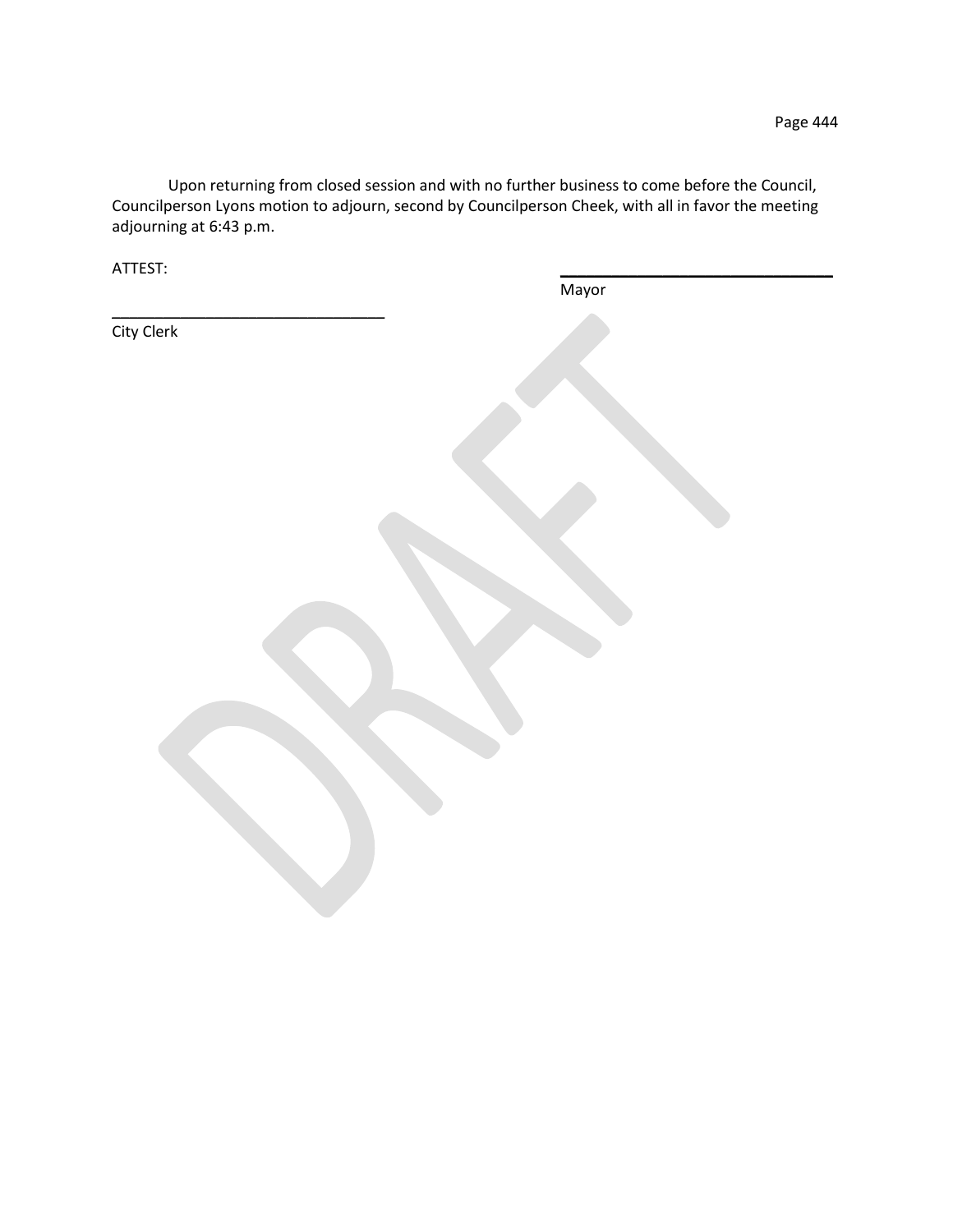Upon returning from closed session and with no further business to come before the Council, Councilperson Lyons motion to adjourn, second by Councilperson Cheek, with all in favor the meeting adjourning at 6:43 p.m.

ATTEST:

_______________________________
Mayor

_______________________________
City Clerk